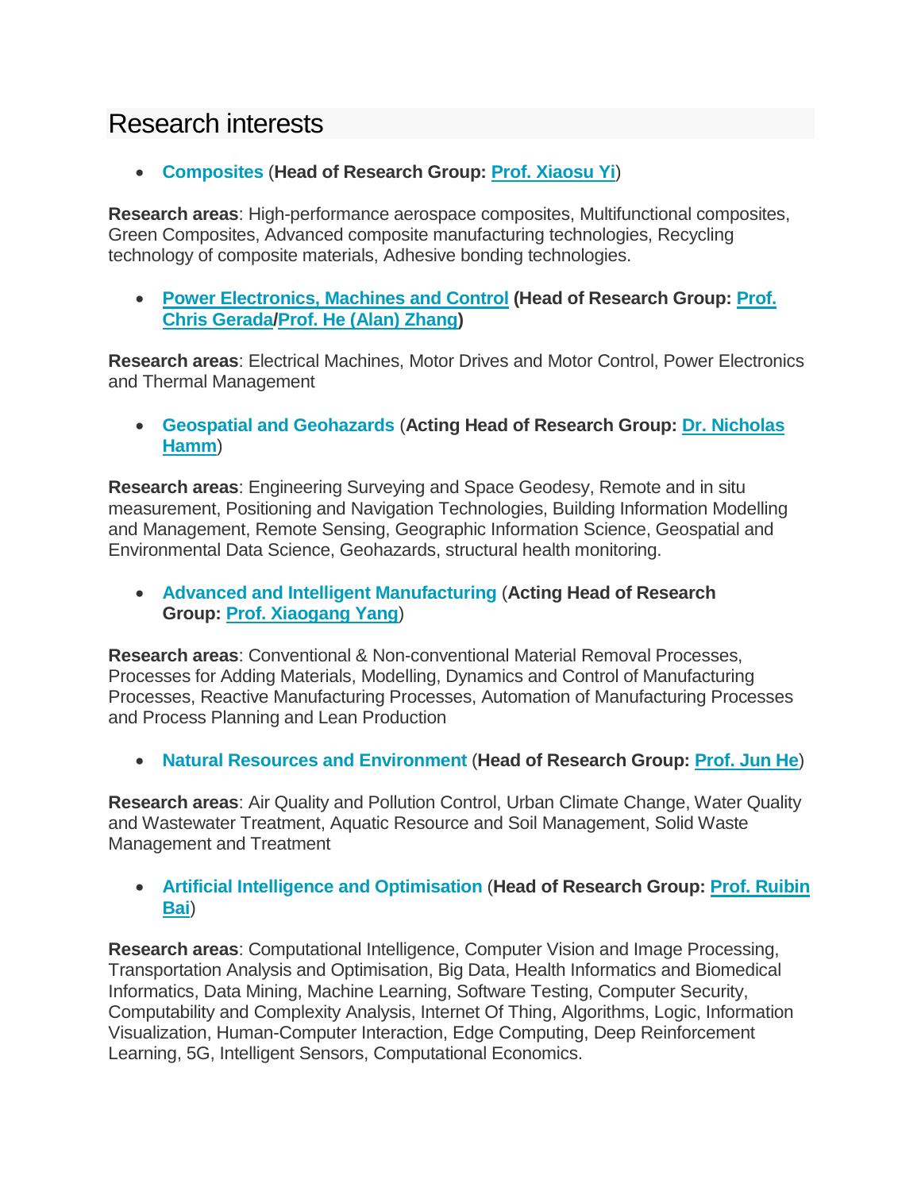# Research interests

- **Composites** (**Head of Research Group: Prof. Xiaosu Yi**)

**Research areas**: High-performance aerospace composites, Multifunctional composites, Green Composites, Advanced composite manufacturing technologies, Recycling technology of composite materials, Adhesive bonding technologies.

- **Power Electronics, Machines and Control** **(Head of Research Group: Prof. Chris Gerada/Prof. He (Alan) Zhang)**

**Research areas**: Electrical Machines, Motor Drives and Motor Control, Power Electronics and Thermal Management

- **Geospatial and Geohazards** (**Acting Head of Research Group: Dr. Nicholas Hamm**)

**Research areas**: Engineering Surveying and Space Geodesy, Remote and in situ measurement, Positioning and Navigation Technologies, Building Information Modelling and Management, Remote Sensing, Geographic Information Science, Geospatial and Environmental Data Science, Geohazards, structural health monitoring.

- **Advanced and Intelligent Manufacturing** (**Acting Head of Research Group: Prof. Xiaogang Yang**)

**Research areas**: Conventional & Non-conventional Material Removal Processes, Processes for Adding Materials, Modelling, Dynamics and Control of Manufacturing Processes, Reactive Manufacturing Processes, Automation of Manufacturing Processes and Process Planning and Lean Production

- **Natural Resources and Environment** (**Head of Research Group: Prof. Jun He**)

**Research areas**: Air Quality and Pollution Control, Urban Climate Change, Water Quality and Wastewater Treatment, Aquatic Resource and Soil Management, Solid Waste Management and Treatment

- **Artificial Intelligence and Optimisation** (**Head of Research Group: Prof. Ruibin Bai**)

**Research areas**: Computational Intelligence, Computer Vision and Image Processing, Transportation Analysis and Optimisation, Big Data, Health Informatics and Biomedical Informatics, Data Mining, Machine Learning, Software Testing, Computer Security, Computability and Complexity Analysis, Internet Of Thing, Algorithms, Logic, Information Visualization, Human-Computer Interaction, Edge Computing, Deep Reinforcement Learning, 5G, Intelligent Sensors, Computational Economics.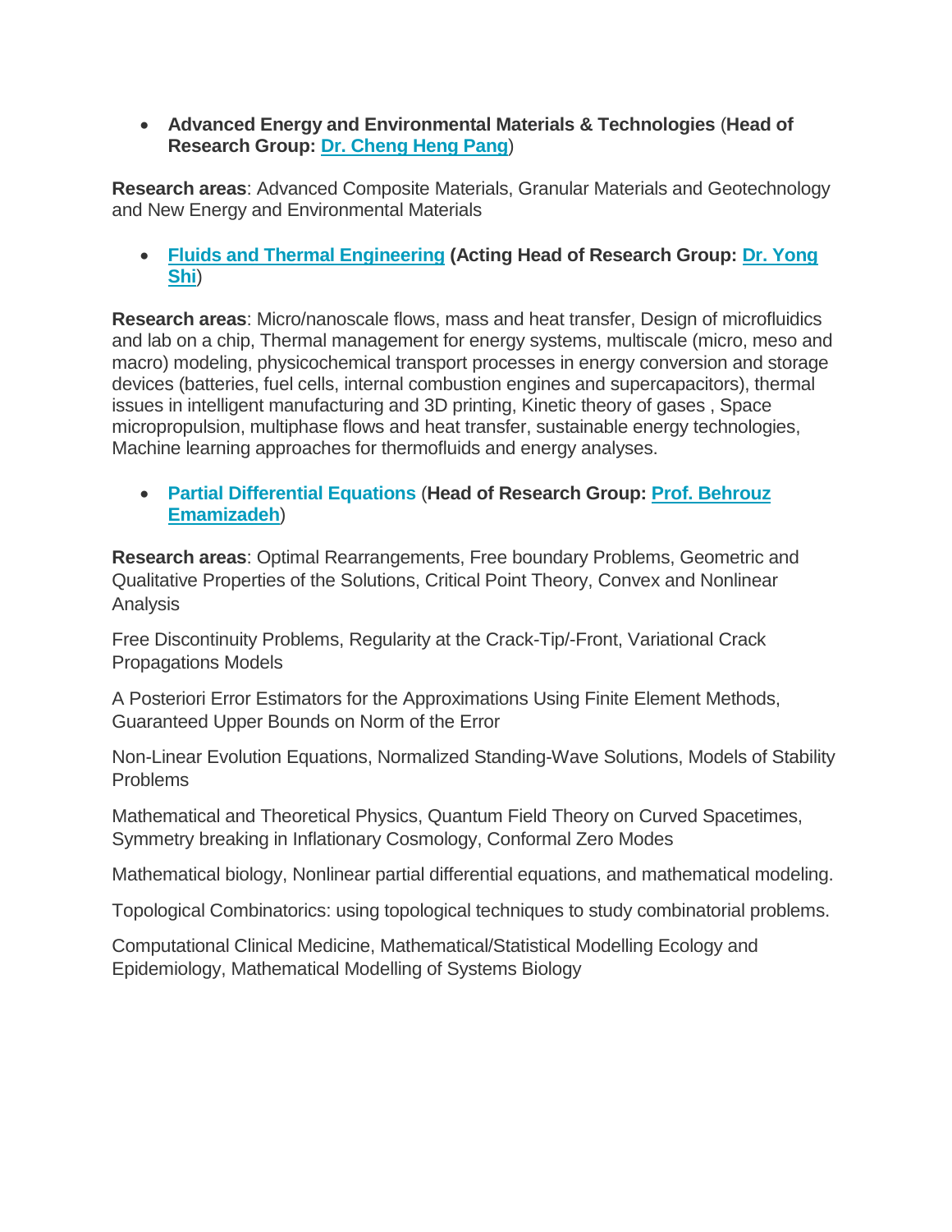- **Advanced Energy and Environmental Materials & Technologies** (**Head of Research Group:** **Dr. Cheng Heng Pang**)

**Research areas**: Advanced Composite Materials, Granular Materials and Geotechnology and New Energy and Environmental Materials

- **Fluids and Thermal Engineering** (**Acting Head of Research Group:** **Dr. Yong Shi**)

**Research areas**: Micro/nanoscale flows, mass and heat transfer, Design of microfluidics and lab on a chip, Thermal management for energy systems, multiscale (micro, meso and macro) modeling, physicochemical transport processes in energy conversion and storage devices (batteries, fuel cells, internal combustion engines and supercapacitors), thermal issues in intelligent manufacturing and 3D printing, Kinetic theory of gases , Space micropropulsion, multiphase flows and heat transfer, sustainable energy technologies, Machine learning approaches for thermofluids and energy analyses.

- **Partial Differential Equations** (**Head of Research Group:** **Prof. Behrouz Emamizadeh**)

**Research areas**: Optimal Rearrangements, Free boundary Problems, Geometric and Qualitative Properties of the Solutions, Critical Point Theory, Convex and Nonlinear Analysis

Free Discontinuity Problems, Regularity at the Crack-Tip/-Front, Variational Crack Propagations Models

A Posteriori Error Estimators for the Approximations Using Finite Element Methods, Guaranteed Upper Bounds on Norm of the Error

Non-Linear Evolution Equations, Normalized Standing-Wave Solutions, Models of Stability Problems

Mathematical and Theoretical Physics, Quantum Field Theory on Curved Spacetimes, Symmetry breaking in Inflationary Cosmology, Conformal Zero Modes

Mathematical biology, Nonlinear partial differential equations, and mathematical modeling.

Topological Combinatorics: using topological techniques to study combinatorial problems.

Computational Clinical Medicine, Mathematical/Statistical Modelling Ecology and Epidemiology, Mathematical Modelling of Systems Biology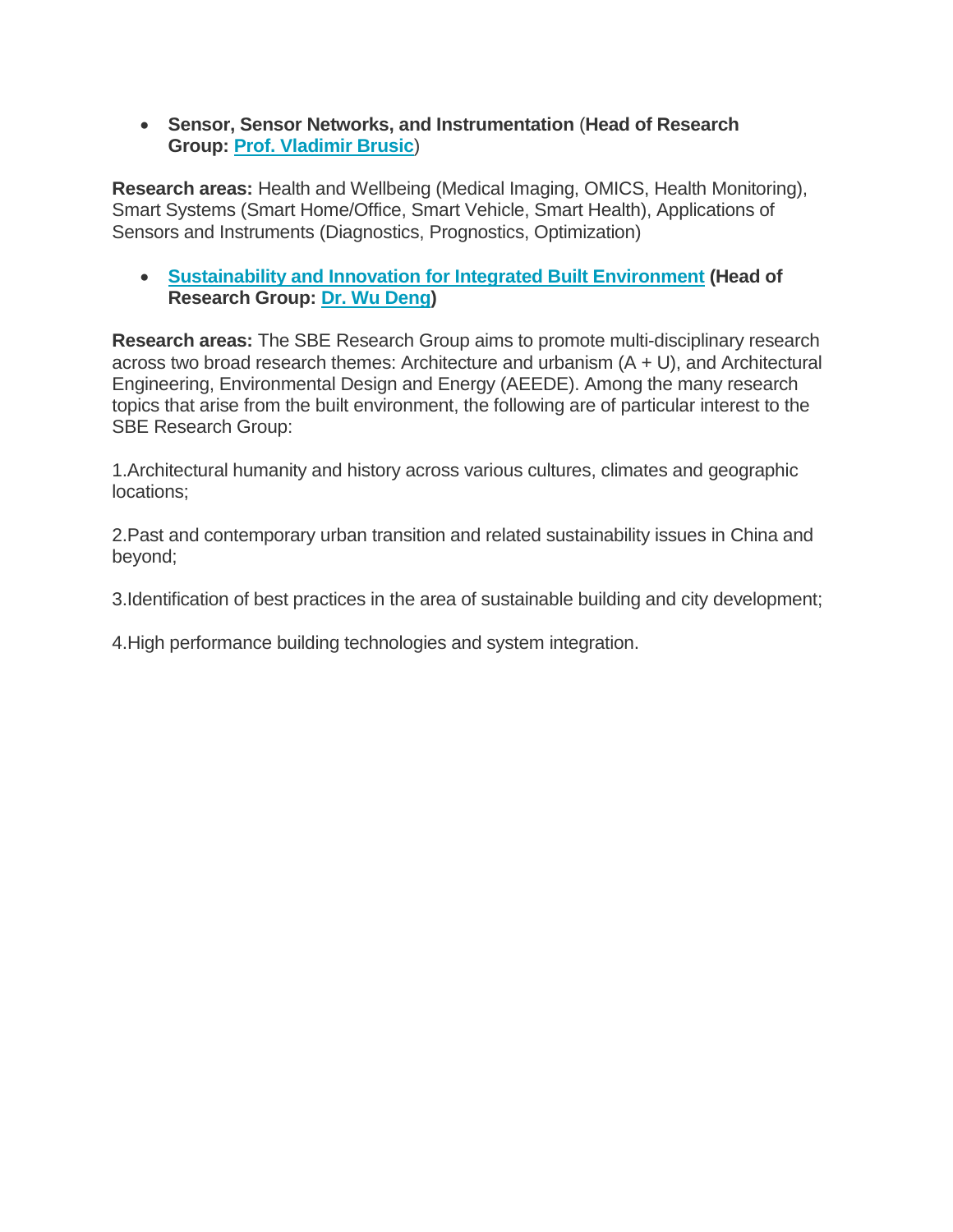- **Sensor, Sensor Networks, and Instrumentation** (**Head of Research Group: Prof. Vladimir Brusic**)

**Research areas:** Health and Wellbeing (Medical Imaging, OMICS, Health Monitoring), Smart Systems (Smart Home/Office, Smart Vehicle, Smart Health), Applications of Sensors and Instruments (Diagnostics, Prognostics, Optimization)

- **Sustainability and Innovation for Integrated Built Environment (Head of Research Group: Dr. Wu Deng)**

**Research areas:** The SBE Research Group aims to promote multi-disciplinary research across two broad research themes: Architecture and urbanism (A + U), and Architectural Engineering, Environmental Design and Energy (AEEDE). Among the many research topics that arise from the built environment, the following are of particular interest to the SBE Research Group:

1.Architectural humanity and history across various cultures, climates and geographic locations;

2.Past and contemporary urban transition and related sustainability issues in China and beyond;

3.Identification of best practices in the area of sustainable building and city development;

4.High performance building technologies and system integration.